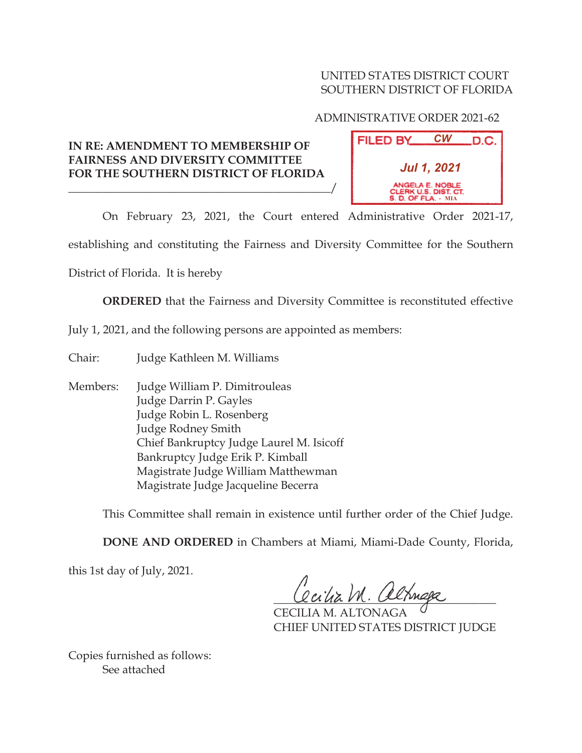UNITED STATES DISTRICT COURT
SOUTHERN DISTRICT OF FLORIDA

ADMINISTRATIVE ORDER 2021-62

**IN RE: AMENDMENT TO MEMBERSHIP OF FAIRNESS AND DIVERSITY COMMITTEE FOR THE SOUTHERN DISTRICT OF FLORIDA**
_______________________________________________/

FILED BY CW D.C.
Jul 1, 2021
ANGELA E. NOBLE
CLERK U.S. DIST. CT.
S. D. OF FLA. - MIA

On February 23, 2021, the Court entered Administrative Order 2021-17, establishing and constituting the Fairness and Diversity Committee for the Southern District of Florida. It is hereby

**ORDERED** that the Fairness and Diversity Committee is reconstituted effective July 1, 2021, and the following persons are appointed as members:

Chair: Judge Kathleen M. Williams

Members:
- Judge William P. Dimitrouleas
- Judge Darrin P. Gayles
- Judge Robin L. Rosenberg
- Judge Rodney Smith
- Chief Bankruptcy Judge Laurel M. Isicoff
- Bankruptcy Judge Erik P. Kimball
- Magistrate Judge William Matthewman
- Magistrate Judge Jacqueline Becerra

This Committee shall remain in existence until further order of the Chief Judge.

**DONE AND ORDERED** in Chambers at Miami, Miami-Dade County, Florida, this 1st day of July, 2021.

Cecilia M. Altonaga
CECILIA M. ALTONAGA
CHIEF UNITED STATES DISTRICT JUDGE

Copies furnished as follows:
See attached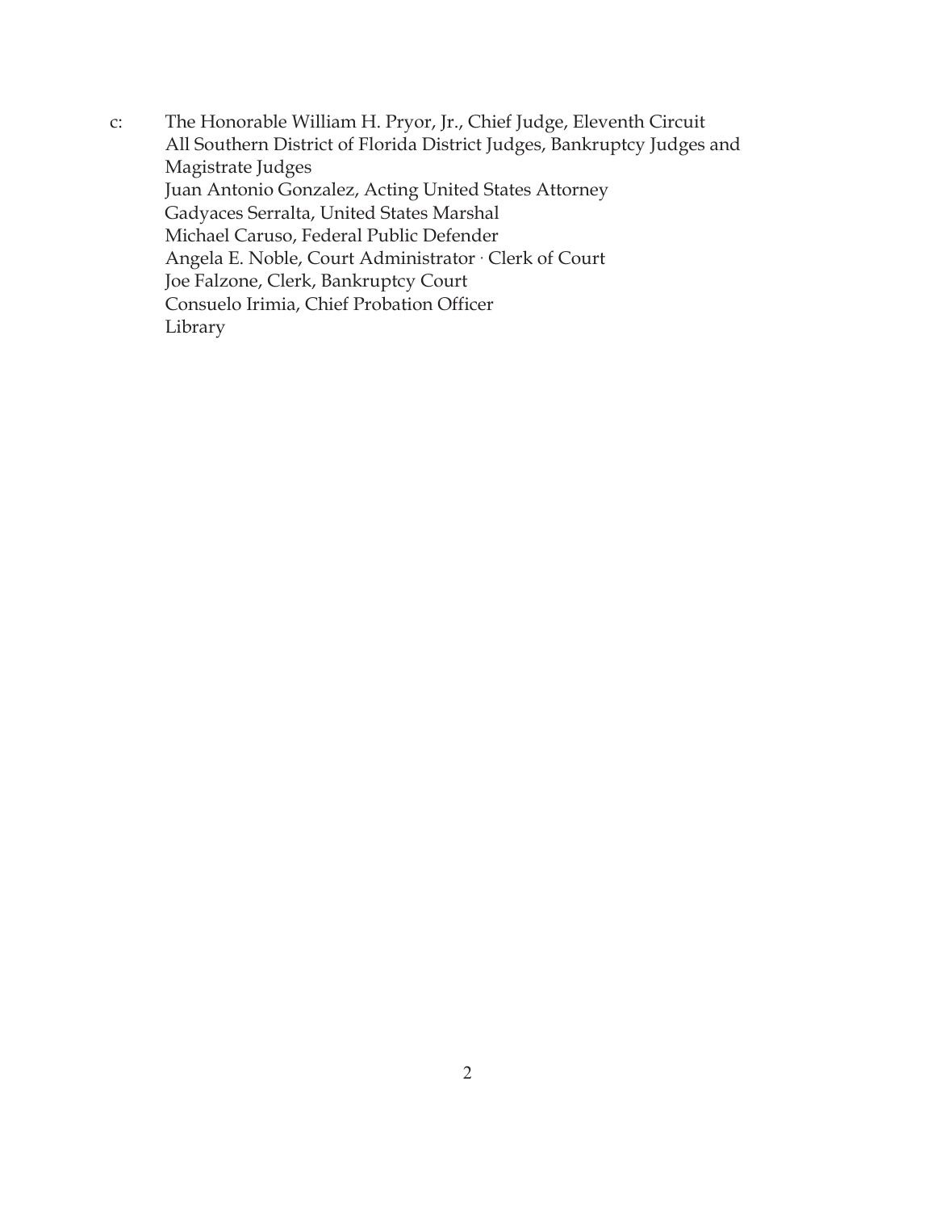c: The Honorable William H. Pryor, Jr., Chief Judge, Eleventh Circuit
All Southern District of Florida District Judges, Bankruptcy Judges and Magistrate Judges
Juan Antonio Gonzalez, Acting United States Attorney
Gadyaces Serralta, United States Marshal
Michael Caruso, Federal Public Defender
Angela E. Noble, Court Administrator · Clerk of Court
Joe Falzone, Clerk, Bankruptcy Court
Consuelo Irimia, Chief Probation Officer
Library